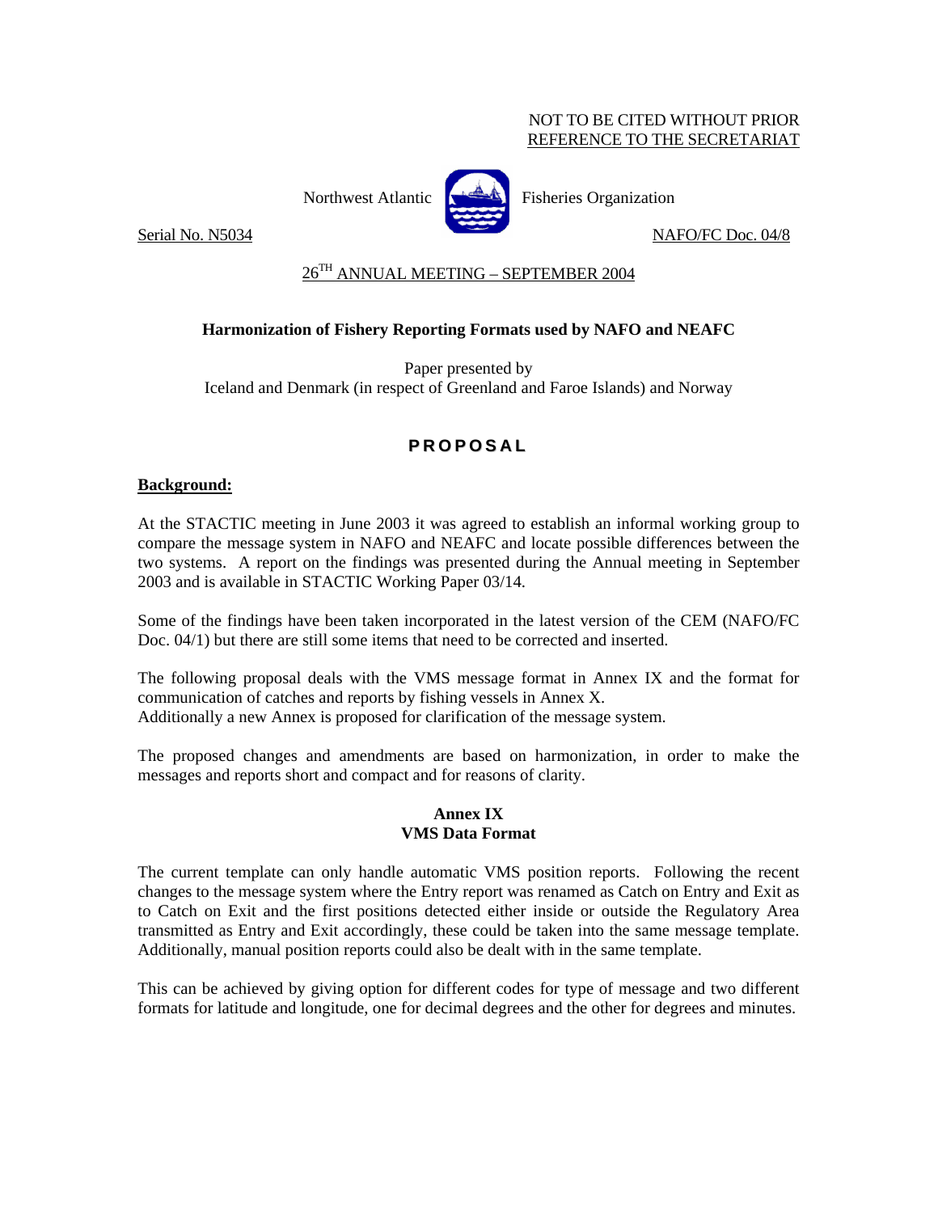NOT TO BE CITED WITHOUT PRIOR
REFERENCE TO THE SECRETARIAT

Northwest Atlantic Fisheries Organization

Serial No. N5034 NAFO/FC Doc. 04/8

26TH ANNUAL MEETING – SEPTEMBER 2004

**Harmonization of Fishery Reporting Formats used by NAFO and NEAFC**

Paper presented by
Iceland and Denmark (in respect of Greenland and Faroe Islands) and Norway

## PROPOSAL

**Background:**

At the STACTIC meeting in June 2003 it was agreed to establish an informal working group to compare the message system in NAFO and NEAFC and locate possible differences between the two systems. A report on the findings was presented during the Annual meeting in September 2003 and is available in STACTIC Working Paper 03/14.

Some of the findings have been taken incorporated in the latest version of the CEM (NAFO/FC Doc. 04/1) but there are still some items that need to be corrected and inserted.

The following proposal deals with the VMS message format in Annex IX and the format for communication of catches and reports by fishing vessels in Annex X.
Additionally a new Annex is proposed for clarification of the message system.

The proposed changes and amendments are based on harmonization, in order to make the messages and reports short and compact and for reasons of clarity.

### Annex IX
### VMS Data Format

The current template can only handle automatic VMS position reports. Following the recent changes to the message system where the Entry report was renamed as Catch on Entry and Exit as to Catch on Exit and the first positions detected either inside or outside the Regulatory Area transmitted as Entry and Exit accordingly, these could be taken into the same message template. Additionally, manual position reports could also be dealt with in the same template.

This can be achieved by giving option for different codes for type of message and two different formats for latitude and longitude, one for decimal degrees and the other for degrees and minutes.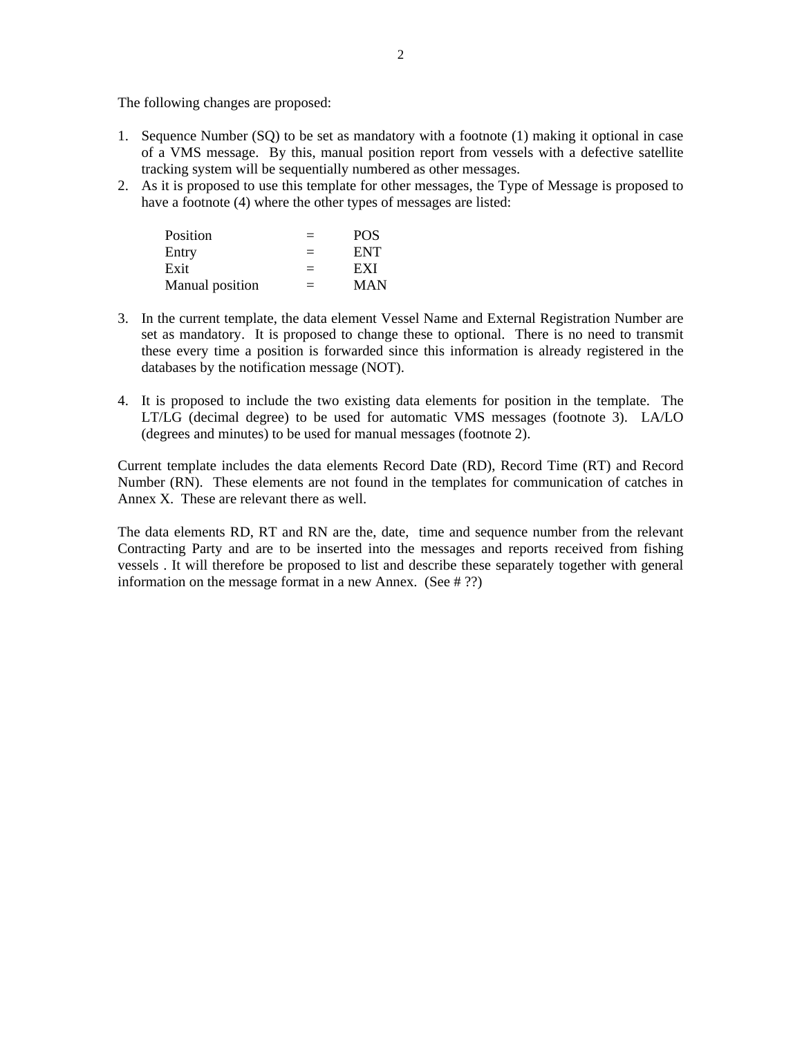The following changes are proposed:

1. Sequence Number (SQ) to be set as mandatory with a footnote (1) making it optional in case of a VMS message. By this, manual position report from vessels with a defective satellite tracking system will be sequentially numbered as other messages.
2. As it is proposed to use this template for other messages, the Type of Message is proposed to have a footnote (4) where the other types of messages are listed:

| | | |
|---|---|---|
| Position | = | POS |
| Entry | = | ENT |
| Exit | = | EXI |
| Manual position | = | MAN |

3. In the current template, the data element Vessel Name and External Registration Number are set as mandatory. It is proposed to change these to optional. There is no need to transmit these every time a position is forwarded since this information is already registered in the databases by the notification message (NOT).

4. It is proposed to include the two existing data elements for position in the template. The LT/LG (decimal degree) to be used for automatic VMS messages (footnote 3). LA/LO (degrees and minutes) to be used for manual messages (footnote 2).

Current template includes the data elements Record Date (RD), Record Time (RT) and Record Number (RN). These elements are not found in the templates for communication of catches in Annex X. These are relevant there as well.

The data elements RD, RT and RN are the, date, time and sequence number from the relevant Contracting Party and are to be inserted into the messages and reports received from fishing vessels . It will therefore be proposed to list and describe these separately together with general information on the message format in a new Annex. (See # ??)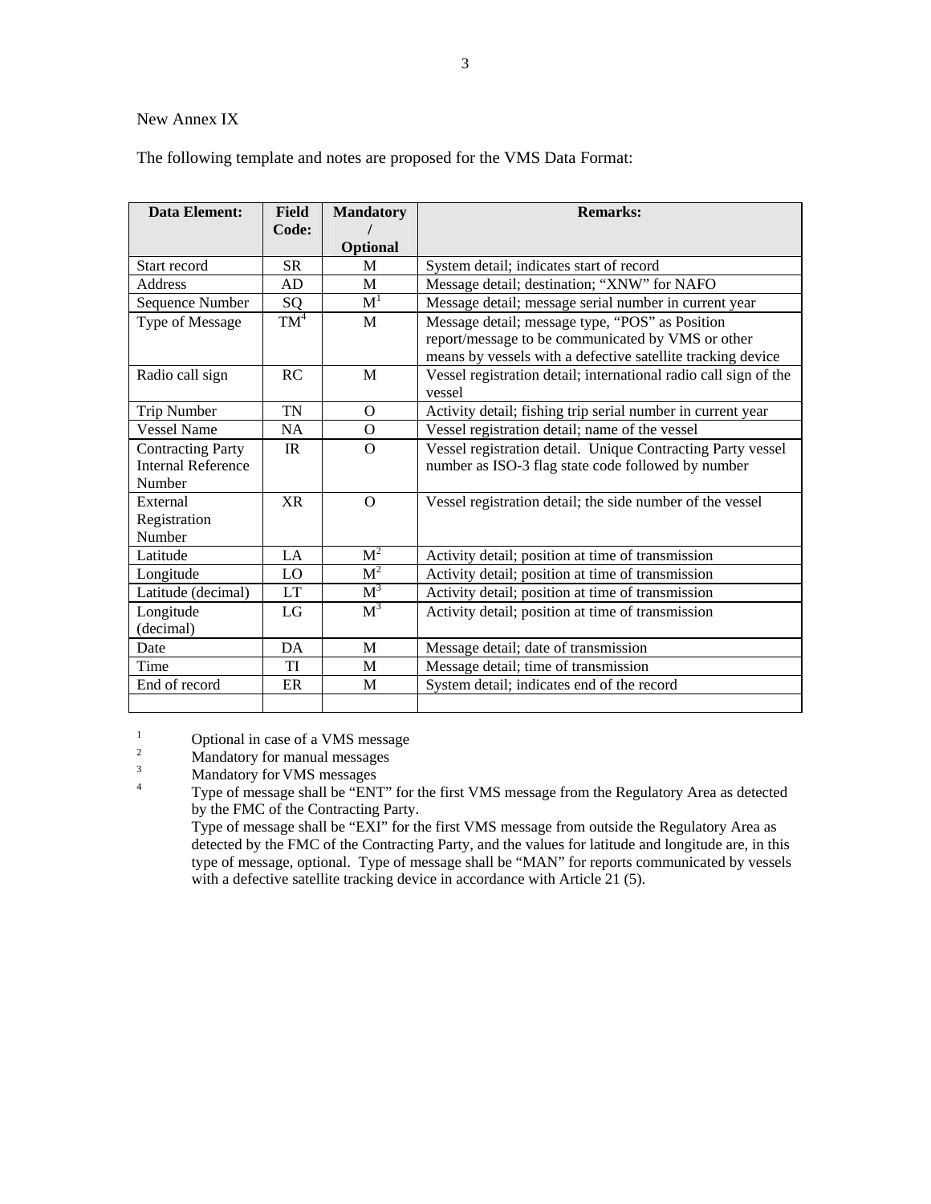New Annex IX

The following template and notes are proposed for the VMS Data Format:

| Data Element: | Field Code: | Mandatory / Optional | Remarks: |
|---|---|---|---|
| Start record | SR | M | System detail; indicates start of record |
| Address | AD | M | Message detail; destination; “XNW” for NAFO |
| Sequence Number | SQ | M[1] | Message detail; message serial number in current year |
| Type of Message | TM[4] | M | Message detail; message type, “POS” as Position report/message to be communicated by VMS or other means by vessels with a defective satellite tracking device |
| Radio call sign | RC | M | Vessel registration detail; international radio call sign of the vessel |
| Trip Number | TN | O | Activity detail; fishing trip serial number in current year |
| Vessel Name | NA | O | Vessel registration detail; name of the vessel |
| Contracting Party Internal Reference Number | IR | O | Vessel registration detail. Unique Contracting Party vessel number as ISO-3 flag state code followed by number |
| External Registration Number | XR | O | Vessel registration detail; the side number of the vessel |
| Latitude | LA | M[2] | Activity detail; position at time of transmission |
| Longitude | LO | M[2] | Activity detail; position at time of transmission |
| Latitude (decimal) | LT | M[3] | Activity detail; position at time of transmission |
| Longitude (decimal) | LG | M[3] | Activity detail; position at time of transmission |
| Date | DA | M | Message detail; date of transmission |
| Time | TI | M | Message detail; time of transmission |
| End of record | ER | M | System detail; indicates end of the record |
| | | | |

[1] Optional in case of a VMS message

[2] Mandatory for manual messages

[3] Mandatory for VMS messages

[4] Type of message shall be “ENT” for the first VMS message from the Regulatory Area as detected by the FMC of the Contracting Party.
Type of message shall be “EXI” for the first VMS message from outside the Regulatory Area as detected by the FMC of the Contracting Party, and the values for latitude and longitude are, in this type of message, optional. Type of message shall be “MAN” for reports communicated by vessels with a defective satellite tracking device in accordance with Article 21 (5).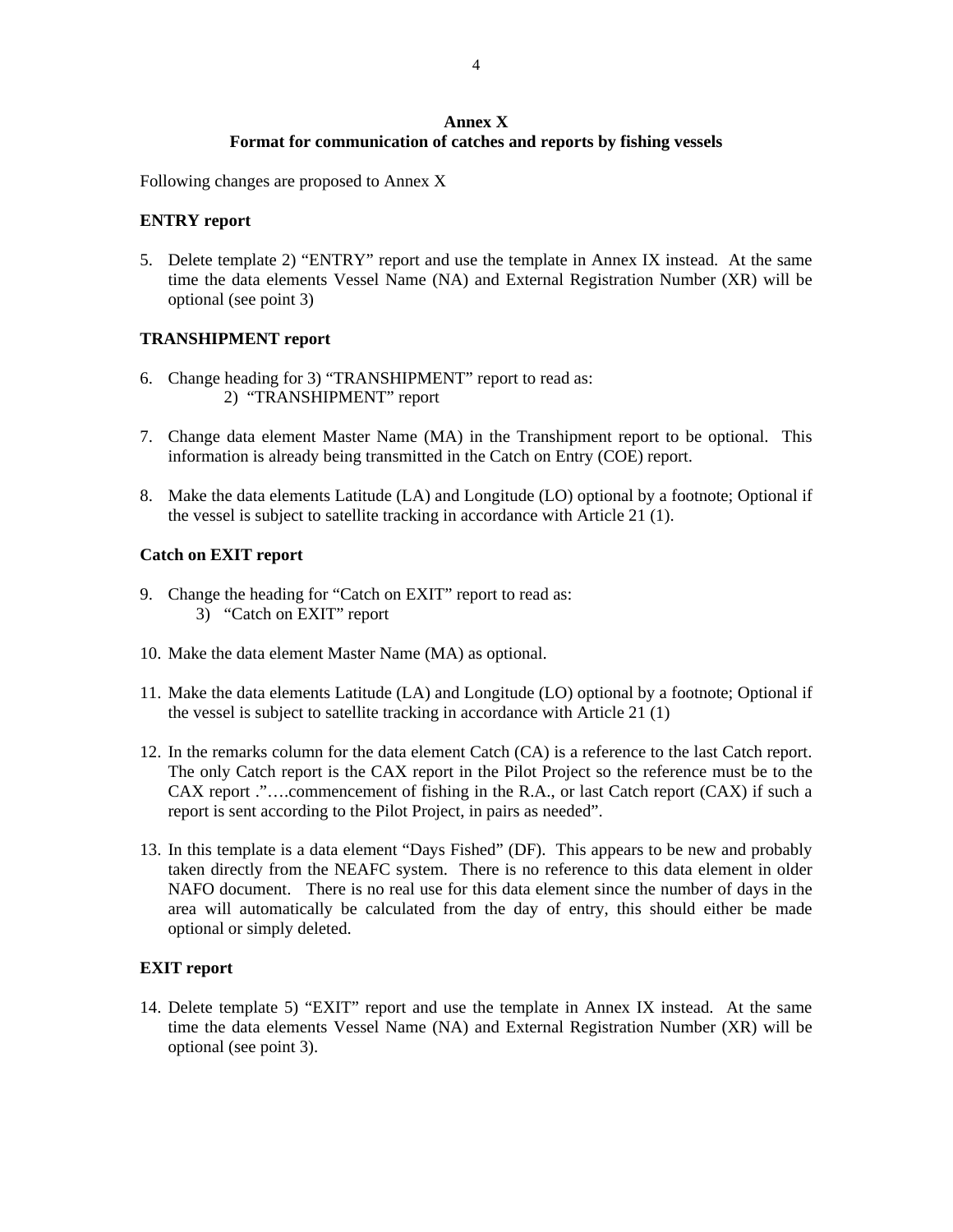## Annex X
### Format for communication of catches and reports by fishing vessels

Following changes are proposed to Annex X

**ENTRY report**

5. Delete template 2) "ENTRY" report and use the template in Annex IX instead. At the same time the data elements Vessel Name (NA) and External Registration Number (XR) will be optional (see point 3)

**TRANSHIPMENT report**

6. Change heading for 3) "TRANSHIPMENT" report to read as:
   2) "TRANSHIPMENT" report

7. Change data element Master Name (MA) in the Transhipment report to be optional. This information is already being transmitted in the Catch on Entry (COE) report.

8. Make the data elements Latitude (LA) and Longitude (LO) optional by a footnote; Optional if the vessel is subject to satellite tracking in accordance with Article 21 (1).

**Catch on EXIT report**

9. Change the heading for "Catch on EXIT" report to read as:
   3) "Catch on EXIT" report

10. Make the data element Master Name (MA) as optional.

11. Make the data elements Latitude (LA) and Longitude (LO) optional by a footnote; Optional if the vessel is subject to satellite tracking in accordance with Article 21 (1)

12. In the remarks column for the data element Catch (CA) is a reference to the last Catch report. The only Catch report is the CAX report in the Pilot Project so the reference must be to the CAX report ."….commencement of fishing in the R.A., or last Catch report (CAX) if such a report is sent according to the Pilot Project, in pairs as needed".

13. In this template is a data element "Days Fished" (DF). This appears to be new and probably taken directly from the NEAFC system. There is no reference to this data element in older NAFO document. There is no real use for this data element since the number of days in the area will automatically be calculated from the day of entry, this should either be made optional or simply deleted.

**EXIT report**

14. Delete template 5) "EXIT" report and use the template in Annex IX instead. At the same time the data elements Vessel Name (NA) and External Registration Number (XR) will be optional (see point 3).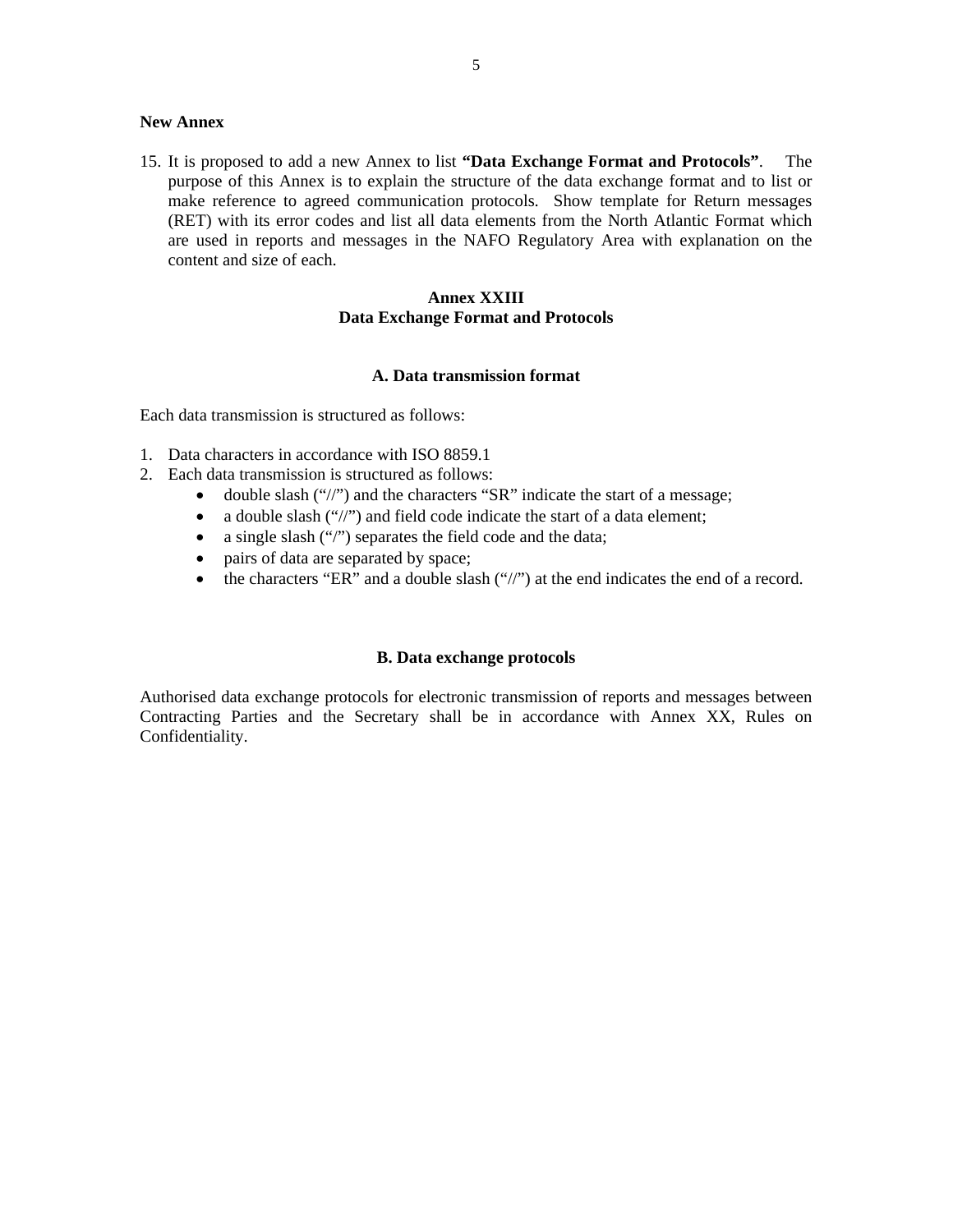**New Annex**

15. It is proposed to add a new Annex to list **"Data Exchange Format and Protocols"**. The purpose of this Annex is to explain the structure of the data exchange format and to list or make reference to agreed communication protocols. Show template for Return messages (RET) with its error codes and list all data elements from the North Atlantic Format which are used in reports and messages in the NAFO Regulatory Area with explanation on the content and size of each.

## Annex XXIII
## Data Exchange Format and Protocols

### A. Data transmission format

Each data transmission is structured as follows:

1. Data characters in accordance with ISO 8859.1
2. Each data transmission is structured as follows:
    - double slash ("//") and the characters "SR" indicate the start of a message;
    - a double slash ("//") and field code indicate the start of a data element;
    - a single slash ("/") separates the field code and the data;
    - pairs of data are separated by space;
    - the characters "ER" and a double slash ("//") at the end indicates the end of a record.

### B. Data exchange protocols

Authorised data exchange protocols for electronic transmission of reports and messages between Contracting Parties and the Secretary shall be in accordance with Annex XX, Rules on Confidentiality.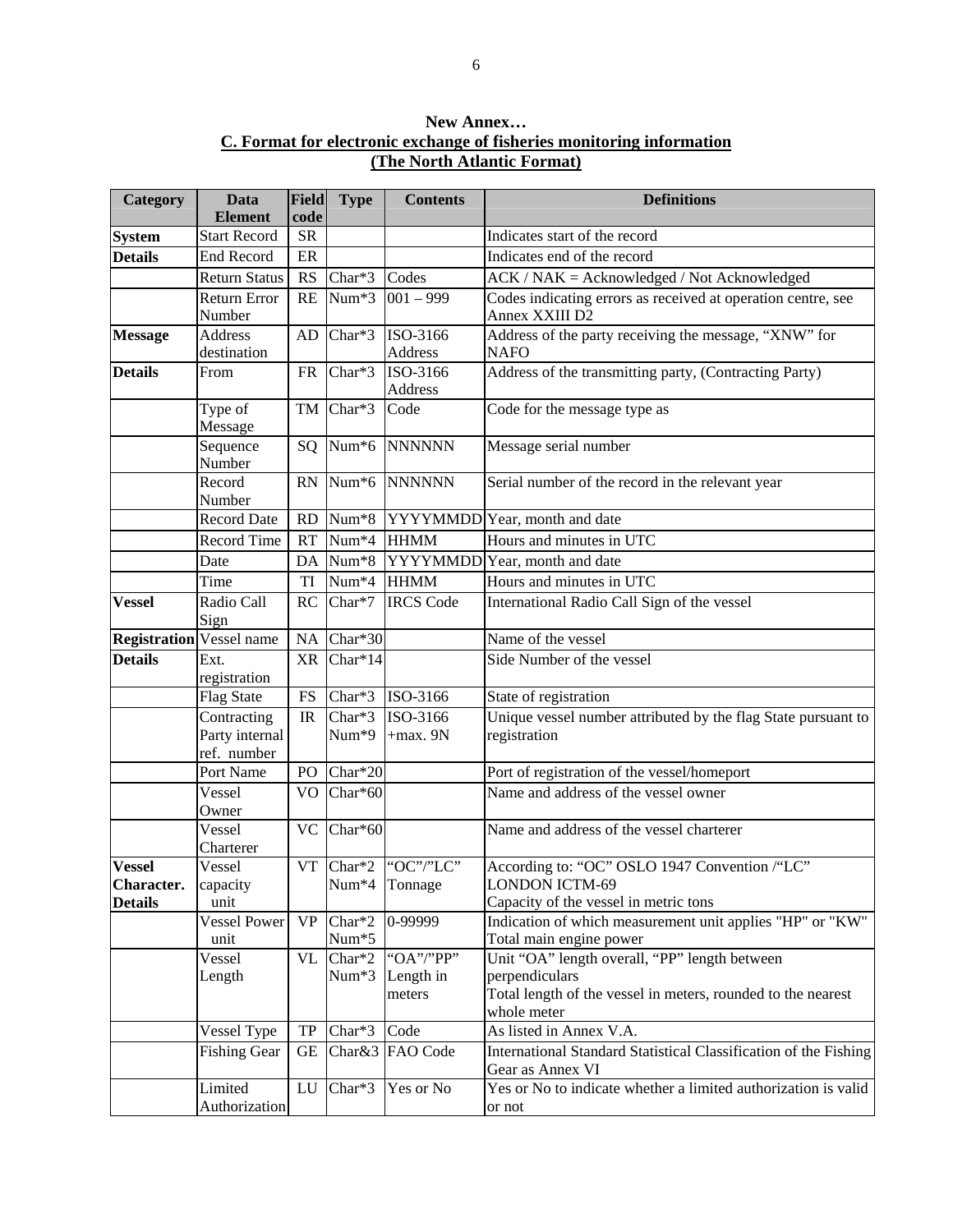**New Annex…**

**C. Format for electronic exchange of fisheries monitoring information (The North Atlantic Format)**

| Category | Data Element | Field code | Type | Contents | Definitions |
|---|---|---|---|---|---|
| **System** | Start Record | SR | | | Indicates start of the record |
| **Details** | End Record | ER | | | Indicates end of the record |
| | Return Status | RS | Char*3 | Codes | ACK / NAK = Acknowledged / Not Acknowledged |
| | Return Error Number | RE | Num*3 | 001 – 999 | Codes indicating errors as received at operation centre, see Annex XXIII D2 |
| **Message** | Address destination | AD | Char*3 | ISO-3166 Address | Address of the party receiving the message, "XNW" for NAFO |
| **Details** | From | FR | Char*3 | ISO-3166 Address | Address of the transmitting party, (Contracting Party) |
| | Type of Message | TM | Char*3 | Code | Code for the message type as |
| | Sequence Number | SQ | Num*6 | NNNNNN | Message serial number |
| | Record Number | RN | Num*6 | NNNNNN | Serial number of the record in the relevant year |
| | Record Date | RD | Num*8 | YYYYMMDD | Year, month and date |
| | Record Time | RT | Num*4 | HHMM | Hours and minutes in UTC |
| | Date | DA | Num*8 | YYYYMMDD | Year, month and date |
| | Time | TI | Num*4 | HHMM | Hours and minutes in UTC |
| **Vessel** | Radio Call Sign | RC | Char*7 | IRCS Code | International Radio Call Sign of the vessel |
| **Registration** | Vessel name | NA | Char*30 | | Name of the vessel |
| **Details** | Ext. registration | XR | Char*14 | | Side Number of the vessel |
| | Flag State | FS | Char*3 | ISO-3166 | State of registration |
| | Contracting Party internal ref. number | IR | Char*3 Num*9 | ISO-3166 +max. 9N | Unique vessel number attributed by the flag State pursuant to registration |
| | Port Name | PO | Char*20 | | Port of registration of the vessel/homeport |
| | Vessel Owner | VO | Char*60 | | Name and address of the vessel owner |
| | Vessel Charterer | VC | Char*60 | | Name and address of the vessel charterer |
| **Vessel Character. Details** | Vessel capacity unit | VT | Char*2 Num*4 | "OC"/"LC" Tonnage | According to: "OC" OSLO 1947 Convention /"LC" LONDON ICTM-69 Capacity of the vessel in metric tons |
| | Vessel Power unit | VP | Char*2 Num*5 | 0-99999 | Indication of which measurement unit applies "HP" or "KW" Total main engine power |
| | Vessel Length | VL | Char*2 Num*3 | "OA"/"PP" Length in meters | Unit "OA" length overall, "PP" length between perpendiculars Total length of the vessel in meters, rounded to the nearest whole meter |
| | Vessel Type | TP | Char*3 | Code | As listed in Annex V.A. |
| | Fishing Gear | GE | Char&3 | FAO Code | International Standard Statistical Classification of the Fishing Gear as Annex VI |
| | Limited Authorization | LU | Char*3 | Yes or No | Yes or No to indicate whether a limited authorization is valid or not |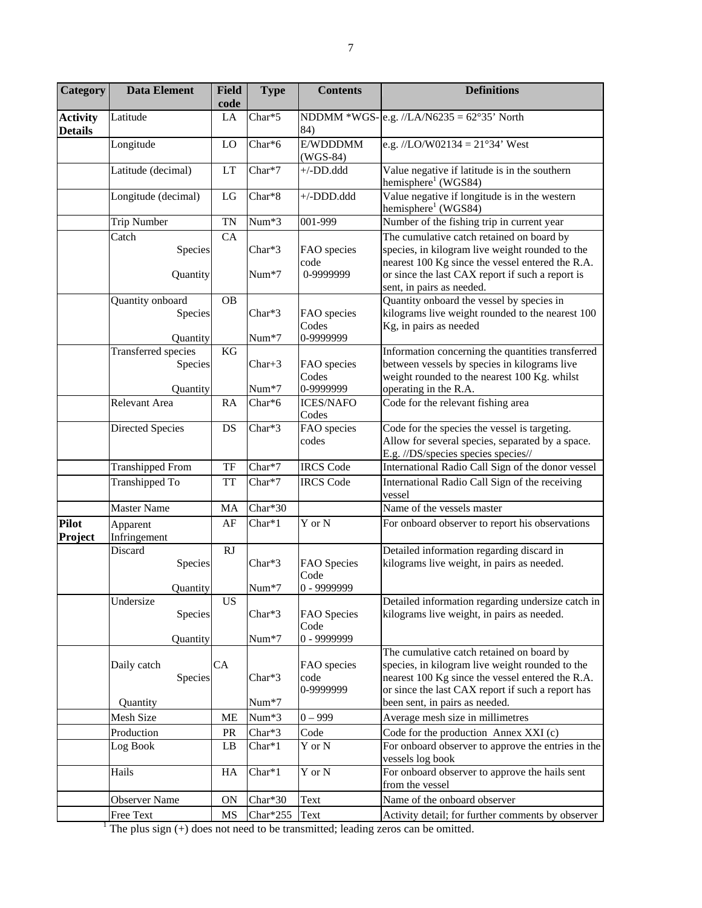| Category | Data Element | Field code | Type | Contents | Definitions |
|---|---|---|---|---|---|
| **Activity Details** | Latitude | LA | Char*5 | NDDMM *WGS-84) | e.g. //LA/N6235 = 62°35' North |
| | Longitude | LO | Char*6 | E/WDDDMM (WGS-84) | e.g. //LO/W02134 = 21°34' West |
| | Latitude (decimal) | LT | Char*7 | +/-DD.ddd | Value negative if latitude is in the southern hemisphere[1] (WGS84) |
| | Longitude (decimal) | LG | Char*8 | +/-DDD.ddd | Value negative if longitude is in the western hemisphere[1] (WGS84) |
| | Trip Number | TN | Num*3 | 001-999 | Number of the fishing trip in current year |
| | Catch<br>Species<br>Quantity | CA | <br>Char*3<br>Num*7 | <br>FAO species code<br>0-9999999 | The cumulative catch retained on board by species, in kilogram live weight rounded to the nearest 100 Kg since the vessel entered the R.A. or since the last CAX report if such a report is sent, in pairs as needed. |
| | Quantity onboard<br>Species<br>Quantity | OB | <br>Char*3<br>Num*7 | <br>FAO species Codes<br>0-9999999 | Quantity onboard the vessel by species in kilograms live weight rounded to the nearest 100 Kg, in pairs as needed |
| | Transferred species<br>Species<br>Quantity | KG | <br>Char+3<br>Num*7 | <br>FAO species Codes<br>0-9999999 | Information concerning the quantities transferred between vessels by species in kilograms live weight rounded to the nearest 100 Kg. whilst operating in the R.A. |
| | Relevant Area | RA | Char*6 | ICES/NAFO Codes | Code for the relevant fishing area |
| | Directed Species | DS | Char*3 | FAO species codes | Code for the species the vessel is targeting. Allow for several species, separated by a space. E.g. //DS/species species species// |
| | Transhipped From | TF | Char*7 | IRCS Code | International Radio Call Sign of the donor vessel |
| | Transhipped To | TT | Char*7 | IRCS Code | International Radio Call Sign of the receiving vessel |
| | Master Name | MA | Char*30 | | Name of the vessels master |
| **Pilot Project** | Apparent Infringement | AF | Char*1 | Y or N | For onboard observer to report his observations |
| | Discard<br>Species<br>Quantity | RJ | <br>Char*3<br>Num*7 | <br>FAO Species Code<br>0 - 9999999 | Detailed information regarding discard in kilograms live weight, in pairs as needed. |
| | Undersize<br>Species<br>Quantity | US | <br>Char*3<br>Num*7 | <br>FAO Species Code<br>0 - 9999999 | Detailed information regarding undersize catch in kilograms live weight, in pairs as needed. |
| | Daily catch<br>Species<br>Quantity | CA | <br>Char*3<br>Num*7 | <br>FAO species code<br>0-9999999 | The cumulative catch retained on board by species, in kilogram live weight rounded to the nearest 100 Kg since the vessel entered the R.A. or since the last CAX report if such a report has been sent, in pairs as needed. |
| | Mesh Size | ME | Num*3 | 0 – 999 | Average mesh size in millimetres |
| | Production | PR | Char*3 | Code | Code for the production Annex XXI (c) |
| | Log Book | LB | Char*1 | Y or N | For onboard observer to approve the entries in the vessels log book |
| | Hails | HA | Char*1 | Y or N | For onboard observer to approve the hails sent from the vessel |
| | Observer Name | ON | Char*30 | Text | Name of the onboard observer |
| | Free Text | MS | Char*255 | Text | Activity detail; for further comments by observer |

[1] The plus sign (+) does not need to be transmitted; leading zeros can be omitted.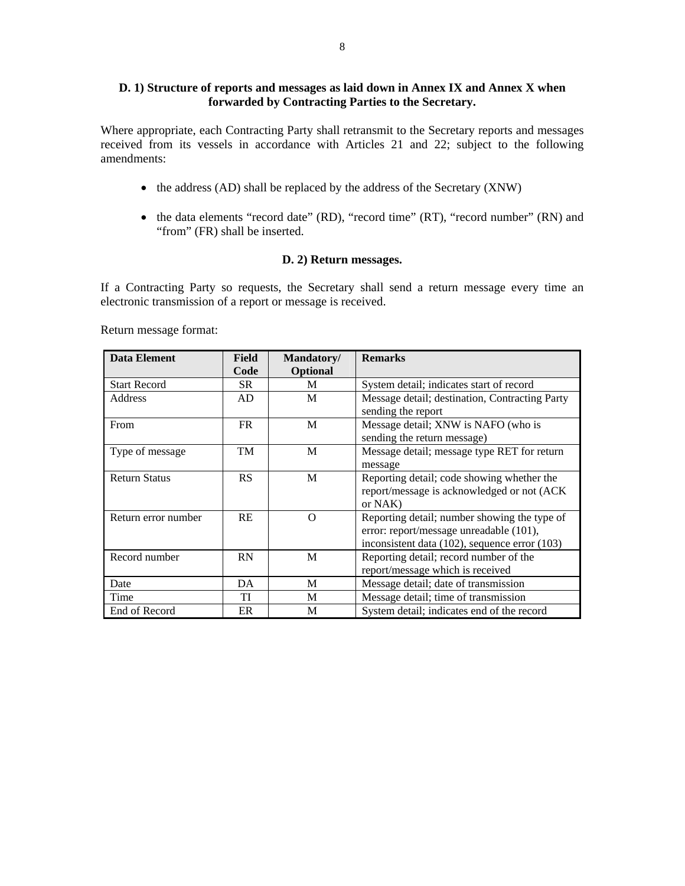### D. 1) Structure of reports and messages as laid down in Annex IX and Annex X when forwarded by Contracting Parties to the Secretary.

Where appropriate, each Contracting Party shall retransmit to the Secretary reports and messages received from its vessels in accordance with Articles 21 and 22; subject to the following amendments:

- the address (AD) shall be replaced by the address of the Secretary (XNW)
- the data elements “record date” (RD), “record time” (RT), “record number” (RN) and “from” (FR) shall be inserted.

### D. 2) Return messages.

If a Contracting Party so requests, the Secretary shall send a return message every time an electronic transmission of a report or message is received.

Return message format:

| Data Element | Field Code | Mandatory/ Optional | Remarks |
|---|---|---|---|
| Start Record | SR | M | System detail; indicates start of record |
| Address | AD | M | Message detail; destination, Contracting Party sending the report |
| From | FR | M | Message detail; XNW is NAFO (who is sending the return message) |
| Type of message | TM | M | Message detail; message type RET for return message |
| Return Status | RS | M | Reporting detail; code showing whether the report/message is acknowledged or not (ACK or NAK) |
| Return error number | RE | O | Reporting detail; number showing the type of error: report/message unreadable (101), inconsistent data (102), sequence error (103) |
| Record number | RN | M | Reporting detail; record number of the report/message which is received |
| Date | DA | M | Message detail; date of transmission |
| Time | TI | M | Message detail; time of transmission |
| End of Record | ER | M | System detail; indicates end of the record |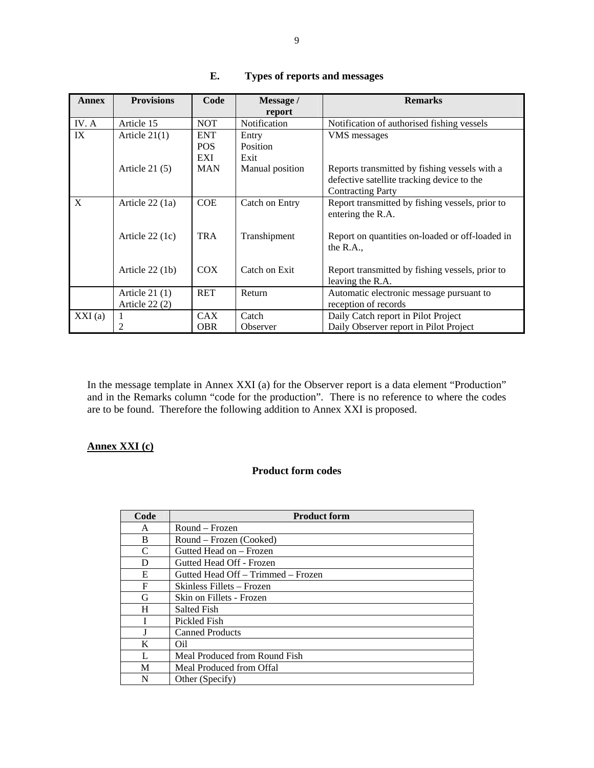## E. Types of reports and messages

| Annex | Provisions | Code | Message / report | Remarks |
|---|---|---|---|---|
| IV. A | Article 15 | NOT | Notification | Notification of authorised fishing vessels |
| IX | Article 21(1) | ENT<br>POS<br>EXI | Entry<br>Position<br>Exit | VMS messages |
| | Article 21 (5) | MAN | Manual position | Reports transmitted by fishing vessels with a defective satellite tracking device to the Contracting Party |
| X | Article 22 (1a) | COE | Catch on Entry | Report transmitted by fishing vessels, prior to entering the R.A. |
| | Article 22 (1c) | TRA | Transhipment | Report on quantities on-loaded or off-loaded in the R.A., |
| | Article 22 (1b) | COX | Catch on Exit | Report transmitted by fishing vessels, prior to leaving the R.A. |
| | Article 21 (1)<br>Article 22 (2) | RET | Return | Automatic electronic message pursuant to reception of records |
| XXI (a) | 1<br>2 | CAX<br>OBR | Catch<br>Observer | Daily Catch report in Pilot Project<br>Daily Observer report in Pilot Project |

In the message template in Annex XXI (a) for the Observer report is a data element "Production" and in the Remarks column "code for the production". There is no reference to where the codes are to be found. Therefore the following addition to Annex XXI is proposed.

**Annex XXI (c)**

### Product form codes

| Code | Product form |
|---|---|
| A | Round – Frozen |
| B | Round – Frozen (Cooked) |
| C | Gutted Head on – Frozen |
| D | Gutted Head Off - Frozen |
| E | Gutted Head Off – Trimmed – Frozen |
| F | Skinless Fillets – Frozen |
| G | Skin on Fillets - Frozen |
| H | Salted Fish |
| I | Pickled Fish |
| J | Canned Products |
| K | Oil |
| L | Meal Produced from Round Fish |
| M | Meal Produced from Offal |
| N | Other (Specify) |